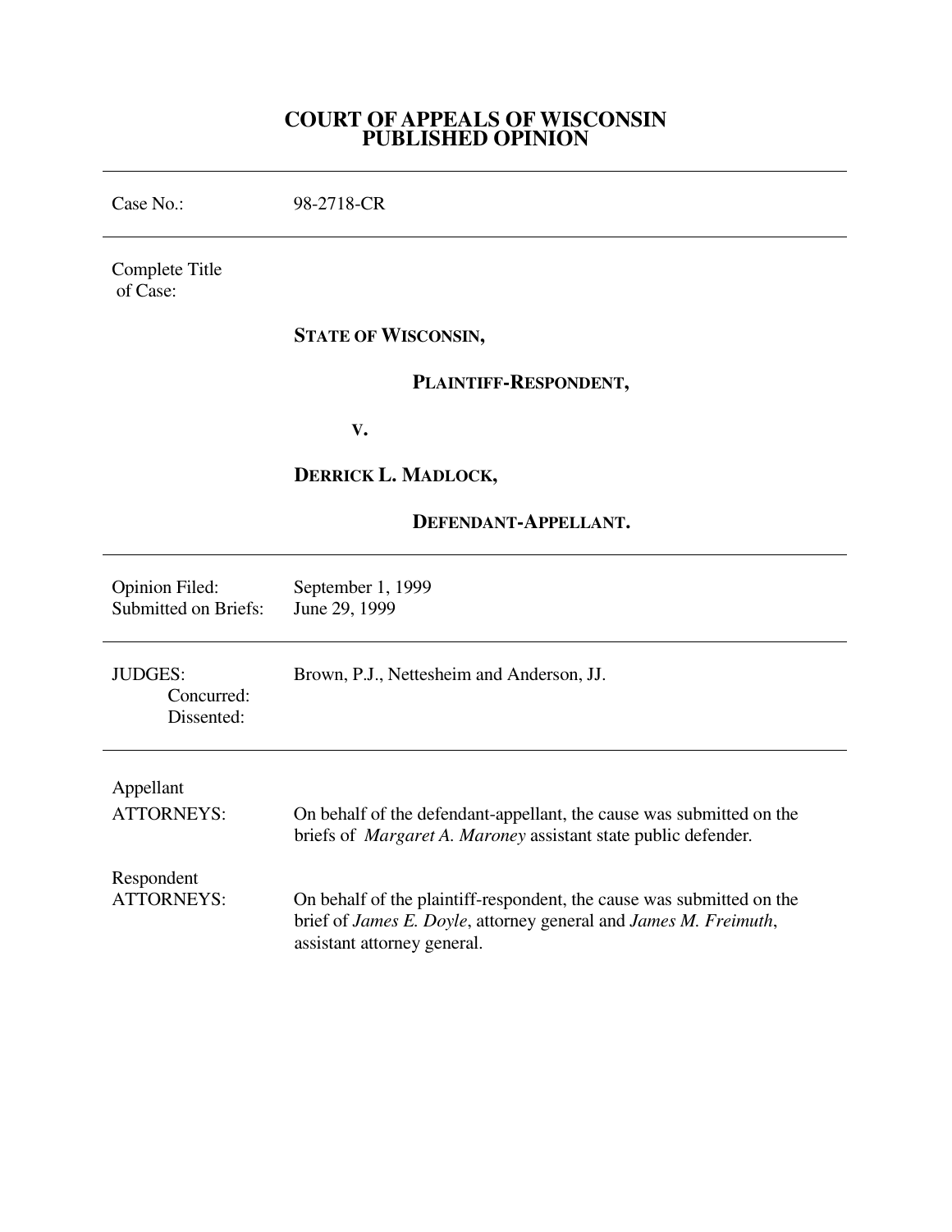# COURT OF APPEALS OF WISCONSIN
# PUBLISHED OPINION

---

| | |
|---|---|
| Case No.: | 98-2718-CR |

---

Complete Title of Case:

**STATE OF WISCONSIN,**

**PLAINTIFF-RESPONDENT,**

**V.**

**DERRICK L. MADLOCK,**

**DEFENDANT-APPELLANT.**

---

| | |
|---|---|
| Opinion Filed: | September 1, 1999 |
| Submitted on Briefs: | June 29, 1999 |

---

| | |
|---|---|
| JUDGES: | Brown, P.J., Nettesheim and Anderson, JJ. |
| Concurred: | |
| Dissented: | |

---

| | |
|---|---|
| Appellant ATTORNEYS: | On behalf of the defendant-appellant, the cause was submitted on the briefs of *Margaret A. Maroney* assistant state public defender. |
| Respondent ATTORNEYS: | On behalf of the plaintiff-respondent, the cause was submitted on the brief of *James E. Doyle*, attorney general and *James M. Freimuth*, assistant attorney general. |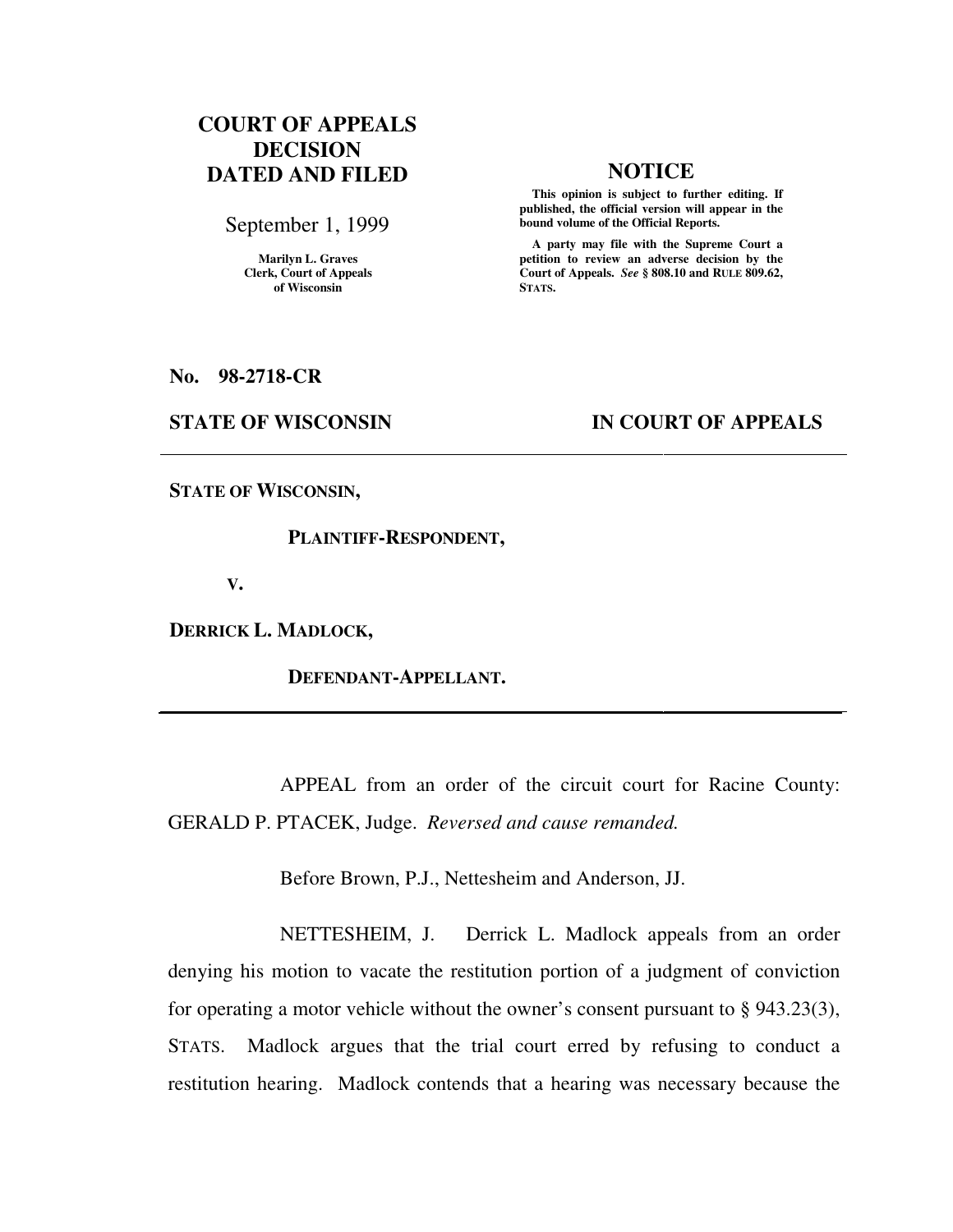**COURT OF APPEALS DECISION DATED AND FILED**

September 1, 1999

Marilyn L. Graves
Clerk, Court of Appeals
of Wisconsin

**NOTICE**

**This opinion is subject to further editing. If published, the official version will appear in the bound volume of the Official Reports.**

**A party may file with the Supreme Court a petition to review an adverse decision by the Court of Appeals. *See* § 808.10 and RULE 809.62, STATS.**

**No. 98-2718-CR**

**STATE OF WISCONSIN** **IN COURT OF APPEALS**

---

**STATE OF WISCONSIN,**

**PLAINTIFF-RESPONDENT,**

**V.**

**DERRICK L. MADLOCK,**

**DEFENDANT-APPELLANT.**

---

APPEAL from an order of the circuit court for Racine County: GERALD P. PTACEK, Judge. *Reversed and cause remanded.*

Before Brown, P.J., Nettesheim and Anderson, JJ.

NETTESHEIM, J. Derrick L. Madlock appeals from an order denying his motion to vacate the restitution portion of a judgment of conviction for operating a motor vehicle without the owner's consent pursuant to § 943.23(3), STATS. Madlock argues that the trial court erred by refusing to conduct a restitution hearing. Madlock contends that a hearing was necessary because the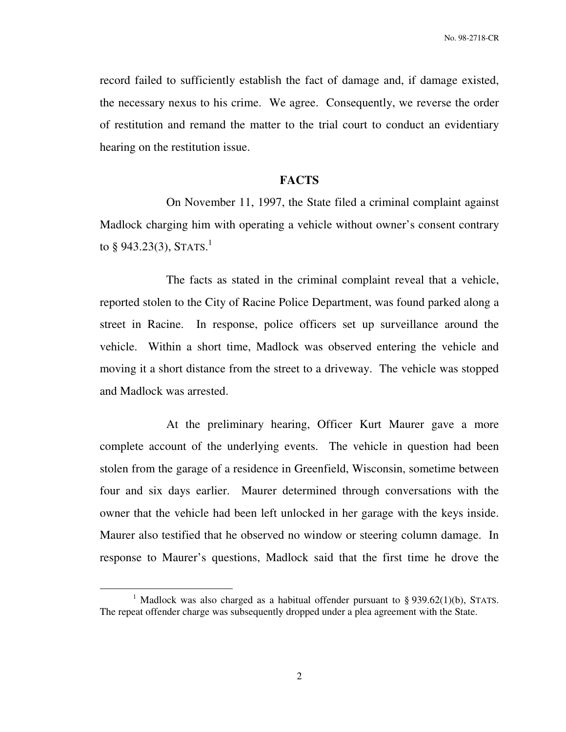record failed to sufficiently establish the fact of damage and, if damage existed, the necessary nexus to his crime. We agree. Consequently, we reverse the order of restitution and remand the matter to the trial court to conduct an evidentiary hearing on the restitution issue.

## FACTS

On November 11, 1997, the State filed a criminal complaint against Madlock charging him with operating a vehicle without owner's consent contrary to § 943.23(3), STATS.[1]

The facts as stated in the criminal complaint reveal that a vehicle, reported stolen to the City of Racine Police Department, was found parked along a street in Racine. In response, police officers set up surveillance around the vehicle. Within a short time, Madlock was observed entering the vehicle and moving it a short distance from the street to a driveway. The vehicle was stopped and Madlock was arrested.

At the preliminary hearing, Officer Kurt Maurer gave a more complete account of the underlying events. The vehicle in question had been stolen from the garage of a residence in Greenfield, Wisconsin, sometime between four and six days earlier. Maurer determined through conversations with the owner that the vehicle had been left unlocked in her garage with the keys inside. Maurer also testified that he observed no window or steering column damage. In response to Maurer's questions, Madlock said that the first time he drove the

---

[1] Madlock was also charged as a habitual offender pursuant to § 939.62(1)(b), STATS. The repeat offender charge was subsequently dropped under a plea agreement with the State.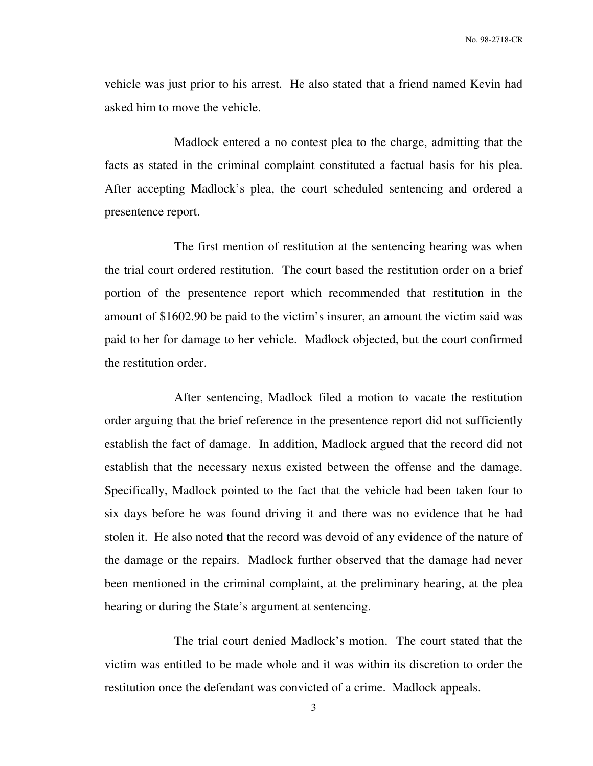vehicle was just prior to his arrest. He also stated that a friend named Kevin had asked him to move the vehicle.

Madlock entered a no contest plea to the charge, admitting that the facts as stated in the criminal complaint constituted a factual basis for his plea. After accepting Madlock's plea, the court scheduled sentencing and ordered a presentence report.

The first mention of restitution at the sentencing hearing was when the trial court ordered restitution. The court based the restitution order on a brief portion of the presentence report which recommended that restitution in the amount of $1602.90 be paid to the victim's insurer, an amount the victim said was paid to her for damage to her vehicle. Madlock objected, but the court confirmed the restitution order.

After sentencing, Madlock filed a motion to vacate the restitution order arguing that the brief reference in the presentence report did not sufficiently establish the fact of damage. In addition, Madlock argued that the record did not establish that the necessary nexus existed between the offense and the damage. Specifically, Madlock pointed to the fact that the vehicle had been taken four to six days before he was found driving it and there was no evidence that he had stolen it. He also noted that the record was devoid of any evidence of the nature of the damage or the repairs. Madlock further observed that the damage had never been mentioned in the criminal complaint, at the preliminary hearing, at the plea hearing or during the State's argument at sentencing.

The trial court denied Madlock's motion. The court stated that the victim was entitled to be made whole and it was within its discretion to order the restitution once the defendant was convicted of a crime. Madlock appeals.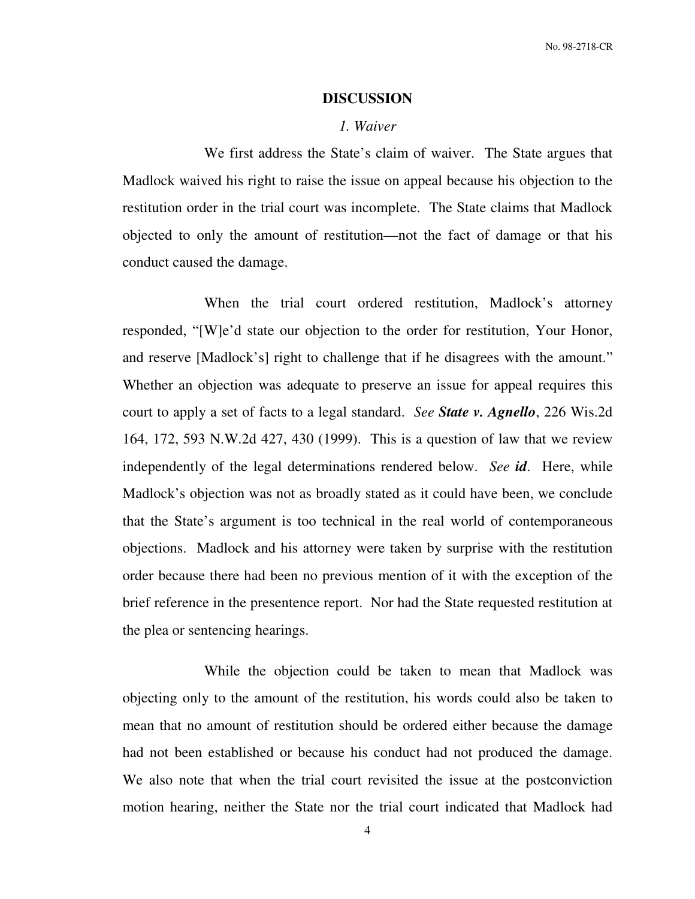## DISCUSSION

### *1. Waiver*

We first address the State's claim of waiver. The State argues that Madlock waived his right to raise the issue on appeal because his objection to the restitution order in the trial court was incomplete. The State claims that Madlock objected to only the amount of restitution—not the fact of damage or that his conduct caused the damage.

When the trial court ordered restitution, Madlock's attorney responded, "[W]e'd state our objection to the order for restitution, Your Honor, and reserve [Madlock's] right to challenge that if he disagrees with the amount." Whether an objection was adequate to preserve an issue for appeal requires this court to apply a set of facts to a legal standard. *See* ***State v. Agnello***, 226 Wis.2d 164, 172, 593 N.W.2d 427, 430 (1999). This is a question of law that we review independently of the legal determinations rendered below. *See* ***id***. Here, while Madlock's objection was not as broadly stated as it could have been, we conclude that the State's argument is too technical in the real world of contemporaneous objections. Madlock and his attorney were taken by surprise with the restitution order because there had been no previous mention of it with the exception of the brief reference in the presentence report. Nor had the State requested restitution at the plea or sentencing hearings.

While the objection could be taken to mean that Madlock was objecting only to the amount of the restitution, his words could also be taken to mean that no amount of restitution should be ordered either because the damage had not been established or because his conduct had not produced the damage. We also note that when the trial court revisited the issue at the postconviction motion hearing, neither the State nor the trial court indicated that Madlock had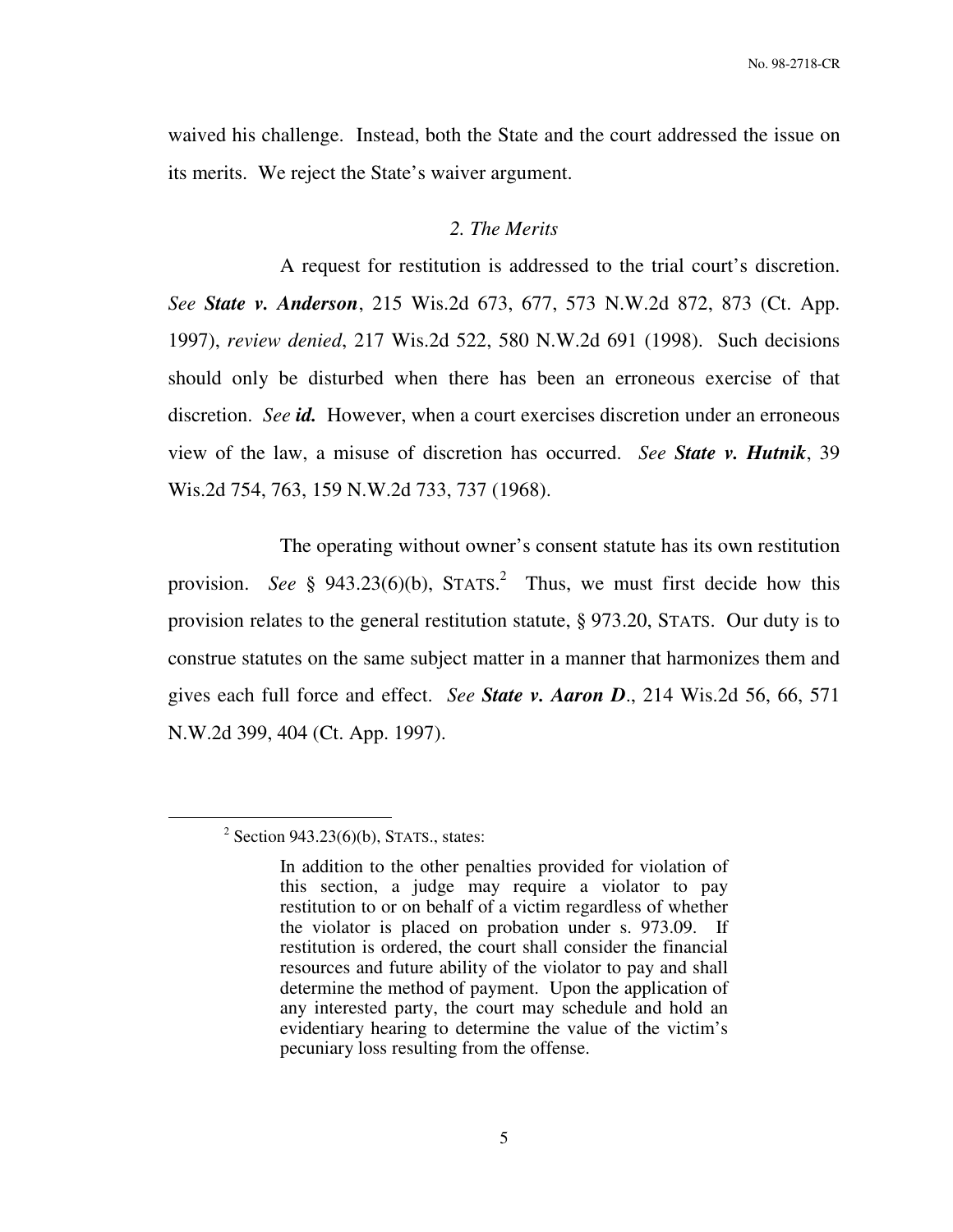waived his challenge. Instead, both the State and the court addressed the issue on its merits. We reject the State's waiver argument.

### *2. The Merits*

A request for restitution is addressed to the trial court's discretion. *See* ***State v. Anderson***, 215 Wis.2d 673, 677, 573 N.W.2d 872, 873 (Ct. App. 1997), *review denied*, 217 Wis.2d 522, 580 N.W.2d 691 (1998). Such decisions should only be disturbed when there has been an erroneous exercise of that discretion. *See* ***id.*** However, when a court exercises discretion under an erroneous view of the law, a misuse of discretion has occurred. *See* ***State v. Hutnik***, 39 Wis.2d 754, 763, 159 N.W.2d 733, 737 (1968).

The operating without owner's consent statute has its own restitution provision. *See* § 943.23(6)(b), STATS.[2] Thus, we must first decide how this provision relates to the general restitution statute, § 973.20, STATS. Our duty is to construe statutes on the same subject matter in a manner that harmonizes them and gives each full force and effect. *See* ***State v. Aaron D***., 214 Wis.2d 56, 66, 571 N.W.2d 399, 404 (Ct. App. 1997).

---

[2] Section 943.23(6)(b), STATS., states:

> In addition to the other penalties provided for violation of this section, a judge may require a violator to pay restitution to or on behalf of a victim regardless of whether the violator is placed on probation under s. 973.09. If restitution is ordered, the court shall consider the financial resources and future ability of the violator to pay and shall determine the method of payment. Upon the application of any interested party, the court may schedule and hold an evidentiary hearing to determine the value of the victim's pecuniary loss resulting from the offense.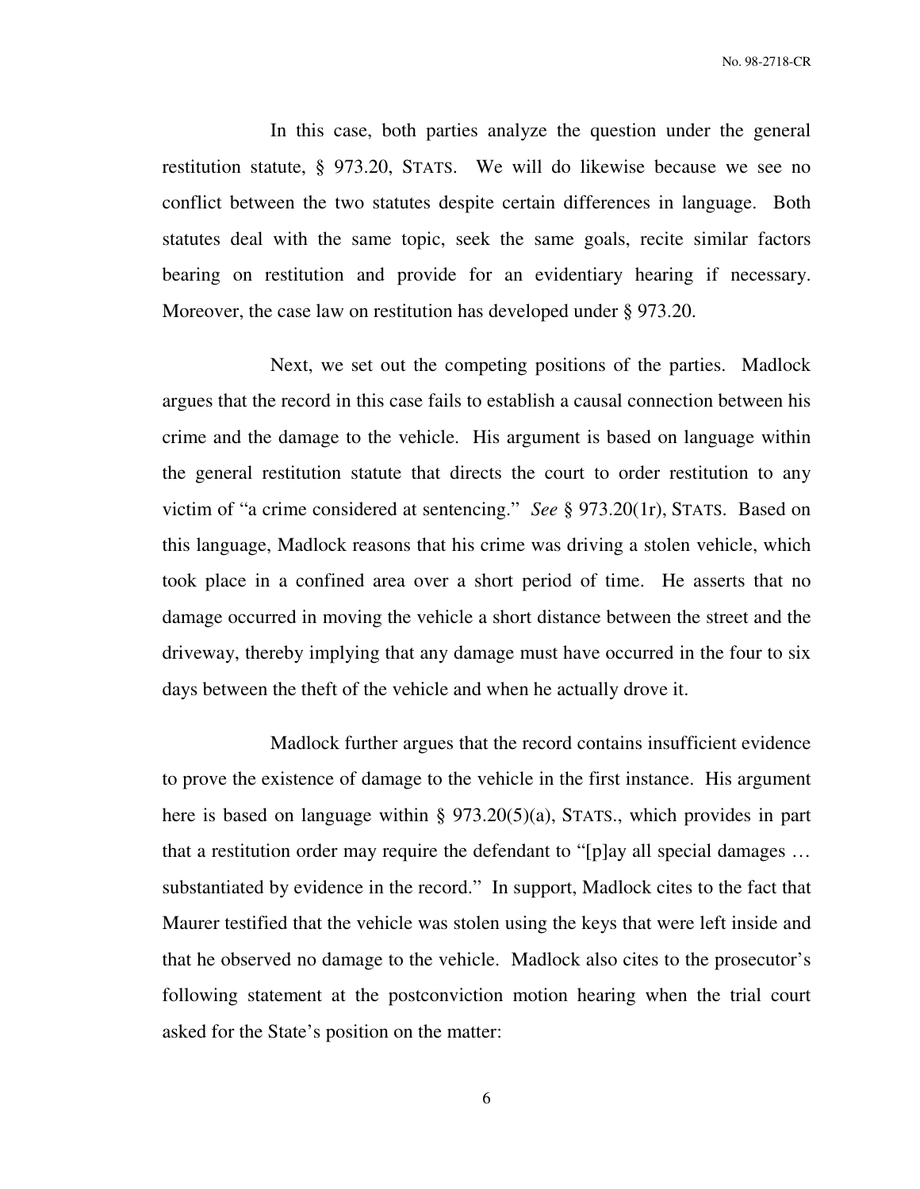In this case, both parties analyze the question under the general restitution statute, § 973.20, STATS. We will do likewise because we see no conflict between the two statutes despite certain differences in language. Both statutes deal with the same topic, seek the same goals, recite similar factors bearing on restitution and provide for an evidentiary hearing if necessary. Moreover, the case law on restitution has developed under § 973.20.

Next, we set out the competing positions of the parties. Madlock argues that the record in this case fails to establish a causal connection between his crime and the damage to the vehicle. His argument is based on language within the general restitution statute that directs the court to order restitution to any victim of "a crime considered at sentencing." *See* § 973.20(1r), STATS. Based on this language, Madlock reasons that his crime was driving a stolen vehicle, which took place in a confined area over a short period of time. He asserts that no damage occurred in moving the vehicle a short distance between the street and the driveway, thereby implying that any damage must have occurred in the four to six days between the theft of the vehicle and when he actually drove it.

Madlock further argues that the record contains insufficient evidence to prove the existence of damage to the vehicle in the first instance. His argument here is based on language within § 973.20(5)(a), STATS., which provides in part that a restitution order may require the defendant to "[p]ay all special damages … substantiated by evidence in the record." In support, Madlock cites to the fact that Maurer testified that the vehicle was stolen using the keys that were left inside and that he observed no damage to the vehicle. Madlock also cites to the prosecutor's following statement at the postconviction motion hearing when the trial court asked for the State's position on the matter: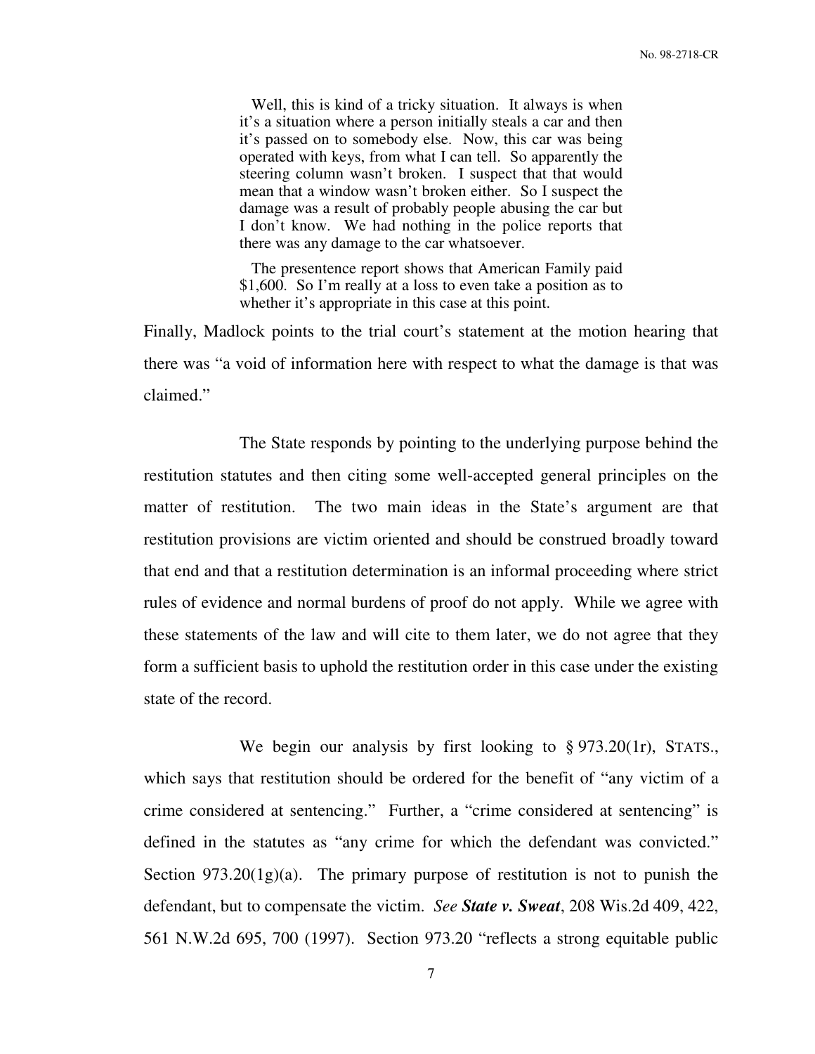> Well, this is kind of a tricky situation. It always is when it's a situation where a person initially steals a car and then it's passed on to somebody else. Now, this car was being operated with keys, from what I can tell. So apparently the steering column wasn't broken. I suspect that that would mean that a window wasn't broken either. So I suspect the damage was a result of probably people abusing the car but I don't know. We had nothing in the police reports that there was any damage to the car whatsoever.
>
> The presentence report shows that American Family paid $1,600. So I'm really at a loss to even take a position as to whether it's appropriate in this case at this point.

Finally, Madlock points to the trial court's statement at the motion hearing that there was "a void of information here with respect to what the damage is that was claimed."

The State responds by pointing to the underlying purpose behind the restitution statutes and then citing some well-accepted general principles on the matter of restitution. The two main ideas in the State's argument are that restitution provisions are victim oriented and should be construed broadly toward that end and that a restitution determination is an informal proceeding where strict rules of evidence and normal burdens of proof do not apply. While we agree with these statements of the law and will cite to them later, we do not agree that they form a sufficient basis to uphold the restitution order in this case under the existing state of the record.

We begin our analysis by first looking to § 973.20(1r), STATS., which says that restitution should be ordered for the benefit of "any victim of a crime considered at sentencing." Further, a "crime considered at sentencing" is defined in the statutes as "any crime for which the defendant was convicted." Section 973.20(1g)(a). The primary purpose of restitution is not to punish the defendant, but to compensate the victim. *See* ***State v. Sweat***, 208 Wis.2d 409, 422, 561 N.W.2d 695, 700 (1997). Section 973.20 "reflects a strong equitable public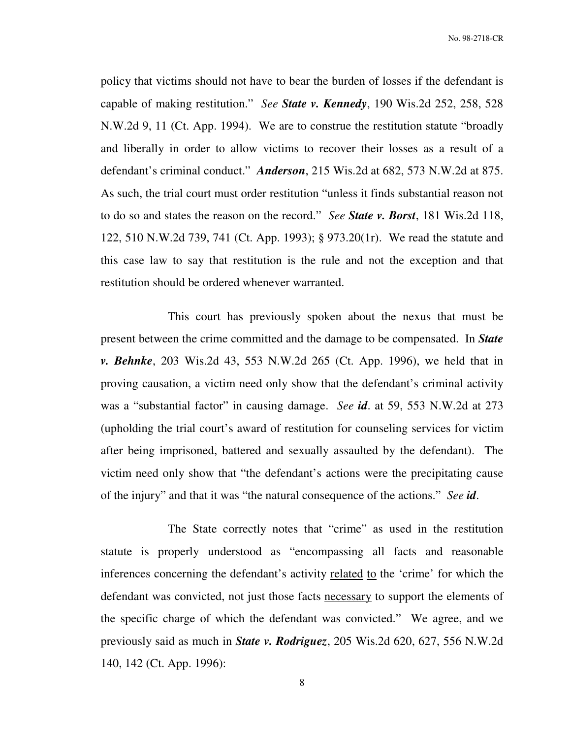policy that victims should not have to bear the burden of losses if the defendant is capable of making restitution." *See* ***State v. Kennedy***, 190 Wis.2d 252, 258, 528 N.W.2d 9, 11 (Ct. App. 1994). We are to construe the restitution statute "broadly and liberally in order to allow victims to recover their losses as a result of a defendant's criminal conduct." ***Anderson***, 215 Wis.2d at 682, 573 N.W.2d at 875. As such, the trial court must order restitution "unless it finds substantial reason not to do so and states the reason on the record." *See* ***State v. Borst***, 181 Wis.2d 118, 122, 510 N.W.2d 739, 741 (Ct. App. 1993); § 973.20(1r). We read the statute and this case law to say that restitution is the rule and not the exception and that restitution should be ordered whenever warranted.

This court has previously spoken about the nexus that must be present between the crime committed and the damage to be compensated. In ***State v. Behnke***, 203 Wis.2d 43, 553 N.W.2d 265 (Ct. App. 1996), we held that in proving causation, a victim need only show that the defendant's criminal activity was a "substantial factor" in causing damage. *See* ***id***. at 59, 553 N.W.2d at 273 (upholding the trial court's award of restitution for counseling services for victim after being imprisoned, battered and sexually assaulted by the defendant). The victim need only show that "the defendant's actions were the precipitating cause of the injury" and that it was "the natural consequence of the actions." *See* ***id***.

The State correctly notes that "crime" as used in the restitution statute is properly understood as "encompassing all facts and reasonable inferences concerning the defendant's activity <u>related</u> <u>to</u> the 'crime' for which the defendant was convicted, not just those facts <u>necessary</u> to support the elements of the specific charge of which the defendant was convicted." We agree, and we previously said as much in ***State v. Rodriguez***, 205 Wis.2d 620, 627, 556 N.W.2d 140, 142 (Ct. App. 1996):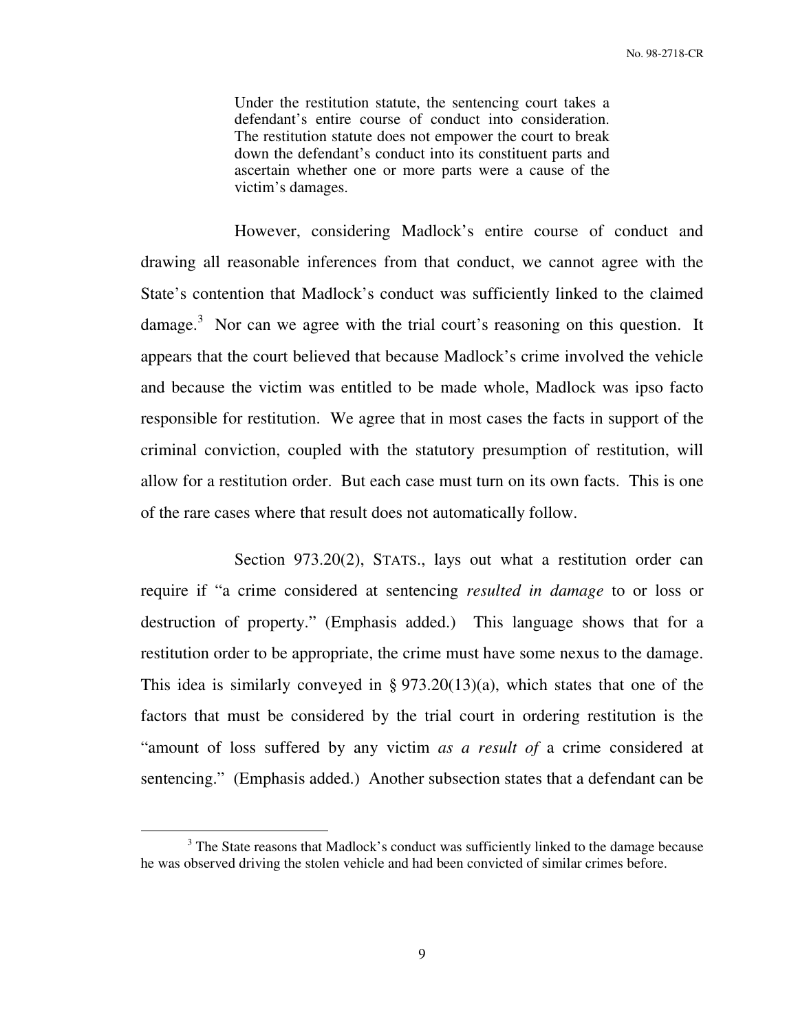> Under the restitution statute, the sentencing court takes a defendant's entire course of conduct into consideration. The restitution statute does not empower the court to break down the defendant's conduct into its constituent parts and ascertain whether one or more parts were a cause of the victim's damages.

However, considering Madlock's entire course of conduct and drawing all reasonable inferences from that conduct, we cannot agree with the State's contention that Madlock's conduct was sufficiently linked to the claimed damage.[3] Nor can we agree with the trial court's reasoning on this question. It appears that the court believed that because Madlock's crime involved the vehicle and because the victim was entitled to be made whole, Madlock was ipso facto responsible for restitution. We agree that in most cases the facts in support of the criminal conviction, coupled with the statutory presumption of restitution, will allow for a restitution order. But each case must turn on its own facts. This is one of the rare cases where that result does not automatically follow.

Section 973.20(2), STATS., lays out what a restitution order can require if "a crime considered at sentencing *resulted in damage* to or loss or destruction of property." (Emphasis added.) This language shows that for a restitution order to be appropriate, the crime must have some nexus to the damage. This idea is similarly conveyed in § 973.20(13)(a), which states that one of the factors that must be considered by the trial court in ordering restitution is the "amount of loss suffered by any victim *as a result of* a crime considered at sentencing." (Emphasis added.) Another subsection states that a defendant can be

---

[3] The State reasons that Madlock's conduct was sufficiently linked to the damage because he was observed driving the stolen vehicle and had been convicted of similar crimes before.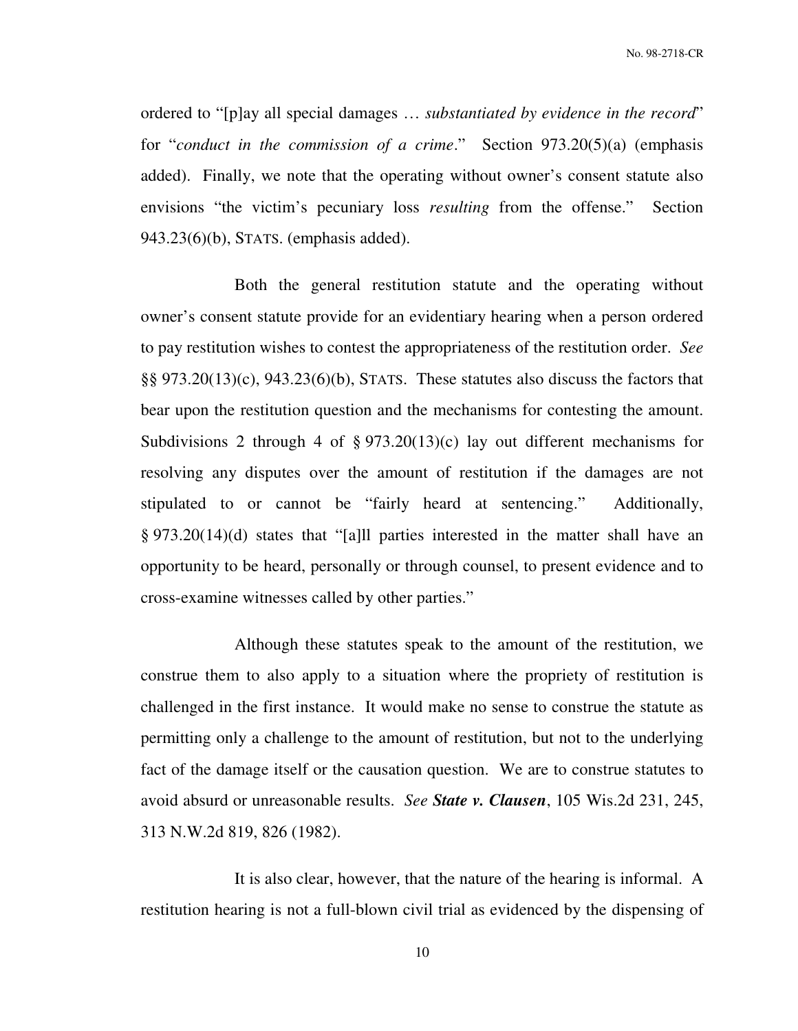ordered to "[p]ay all special damages … *substantiated by evidence in the record*" for "*conduct in the commission of a crime*." Section 973.20(5)(a) (emphasis added). Finally, we note that the operating without owner's consent statute also envisions "the victim's pecuniary loss *resulting* from the offense." Section 943.23(6)(b), STATS. (emphasis added).

Both the general restitution statute and the operating without owner's consent statute provide for an evidentiary hearing when a person ordered to pay restitution wishes to contest the appropriateness of the restitution order. *See* §§ 973.20(13)(c), 943.23(6)(b), STATS. These statutes also discuss the factors that bear upon the restitution question and the mechanisms for contesting the amount. Subdivisions 2 through 4 of § 973.20(13)(c) lay out different mechanisms for resolving any disputes over the amount of restitution if the damages are not stipulated to or cannot be "fairly heard at sentencing." Additionally, § 973.20(14)(d) states that "[a]ll parties interested in the matter shall have an opportunity to be heard, personally or through counsel, to present evidence and to cross-examine witnesses called by other parties."

Although these statutes speak to the amount of the restitution, we construe them to also apply to a situation where the propriety of restitution is challenged in the first instance. It would make no sense to construe the statute as permitting only a challenge to the amount of restitution, but not to the underlying fact of the damage itself or the causation question. We are to construe statutes to avoid absurd or unreasonable results. *See* ***State v. Clausen***, 105 Wis.2d 231, 245, 313 N.W.2d 819, 826 (1982).

It is also clear, however, that the nature of the hearing is informal. A restitution hearing is not a full-blown civil trial as evidenced by the dispensing of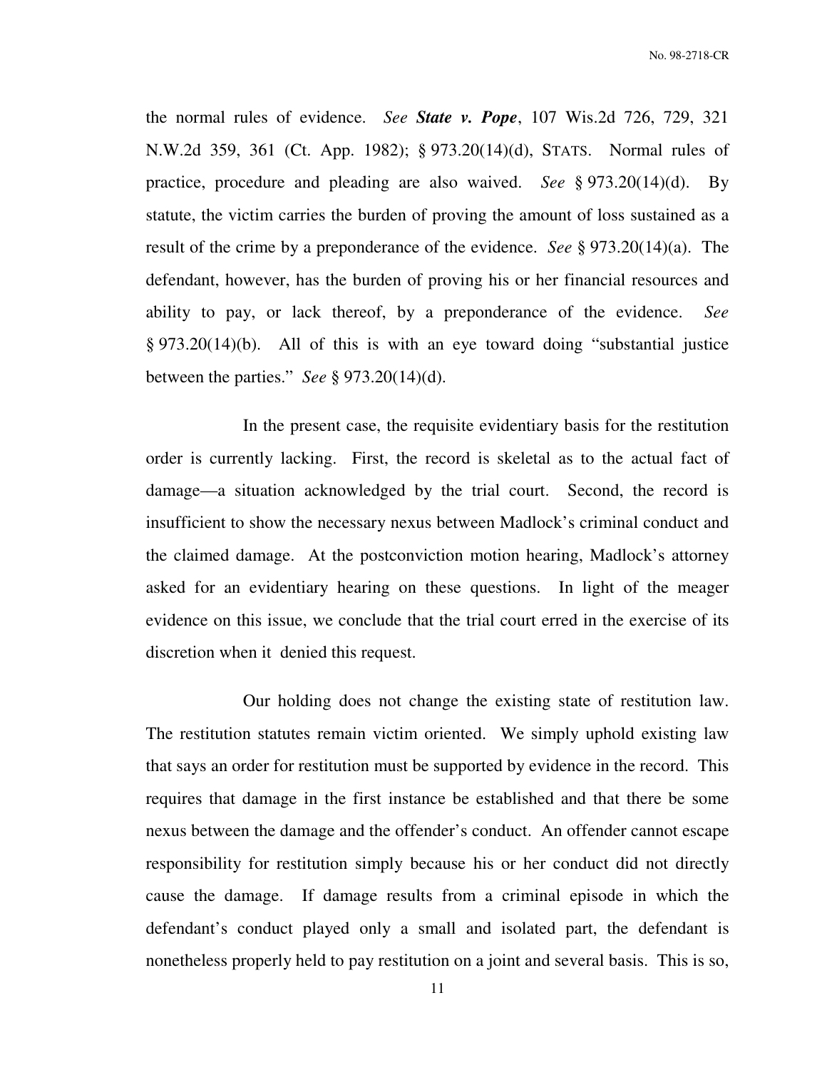the normal rules of evidence. *See* ***State v. Pope***, 107 Wis.2d 726, 729, 321 N.W.2d 359, 361 (Ct. App. 1982); § 973.20(14)(d), STATS. Normal rules of practice, procedure and pleading are also waived. *See* § 973.20(14)(d). By statute, the victim carries the burden of proving the amount of loss sustained as a result of the crime by a preponderance of the evidence. *See* § 973.20(14)(a). The defendant, however, has the burden of proving his or her financial resources and ability to pay, or lack thereof, by a preponderance of the evidence. *See* § 973.20(14)(b). All of this is with an eye toward doing "substantial justice between the parties." *See* § 973.20(14)(d).

In the present case, the requisite evidentiary basis for the restitution order is currently lacking. First, the record is skeletal as to the actual fact of damage—a situation acknowledged by the trial court. Second, the record is insufficient to show the necessary nexus between Madlock's criminal conduct and the claimed damage. At the postconviction motion hearing, Madlock's attorney asked for an evidentiary hearing on these questions. In light of the meager evidence on this issue, we conclude that the trial court erred in the exercise of its discretion when it denied this request.

Our holding does not change the existing state of restitution law. The restitution statutes remain victim oriented. We simply uphold existing law that says an order for restitution must be supported by evidence in the record. This requires that damage in the first instance be established and that there be some nexus between the damage and the offender's conduct. An offender cannot escape responsibility for restitution simply because his or her conduct did not directly cause the damage. If damage results from a criminal episode in which the defendant's conduct played only a small and isolated part, the defendant is nonetheless properly held to pay restitution on a joint and several basis. This is so,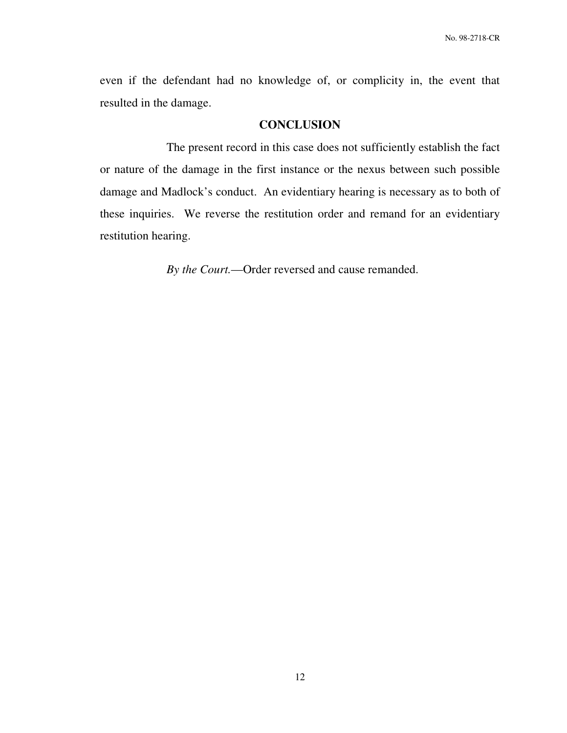even if the defendant had no knowledge of, or complicity in, the event that resulted in the damage.

## CONCLUSION

The present record in this case does not sufficiently establish the fact or nature of the damage in the first instance or the nexus between such possible damage and Madlock's conduct. An evidentiary hearing is necessary as to both of these inquiries. We reverse the restitution order and remand for an evidentiary restitution hearing.

*By the Court.*—Order reversed and cause remanded.